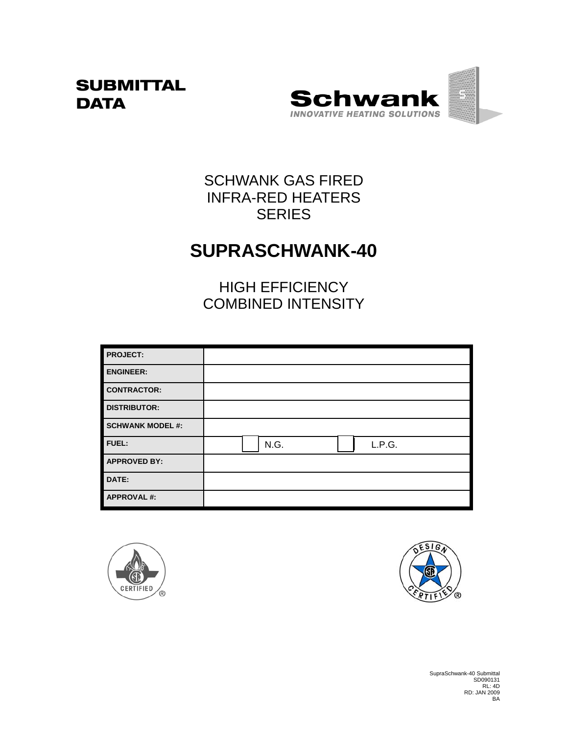# SUBMITTAL DATA

**Schwank**
*INNOVATIVE HEATING SOLUTIONS*

SCHWANK GAS FIRED
INFRA-RED HEATERS
SERIES

# SUPRASCHWANK-40

HIGH EFFICIENCY
COMBINED INTENSITY

| | |
|---|---|
| **PROJECT:** | |
| **ENGINEER:** | |
| **CONTRACTOR:** | |
| **DISTRIBUTOR:** | |
| **SCHWANK MODEL #:** | |
| **FUEL:** | ☐ N.G. ☐ L.P.G. |
| **APPROVED BY:** | |
| **DATE:** | |
| **APPROVAL #:** | |

SupraSchwank-40 Submittal
SD090131
RL: 4D
RD: JAN 2009
BA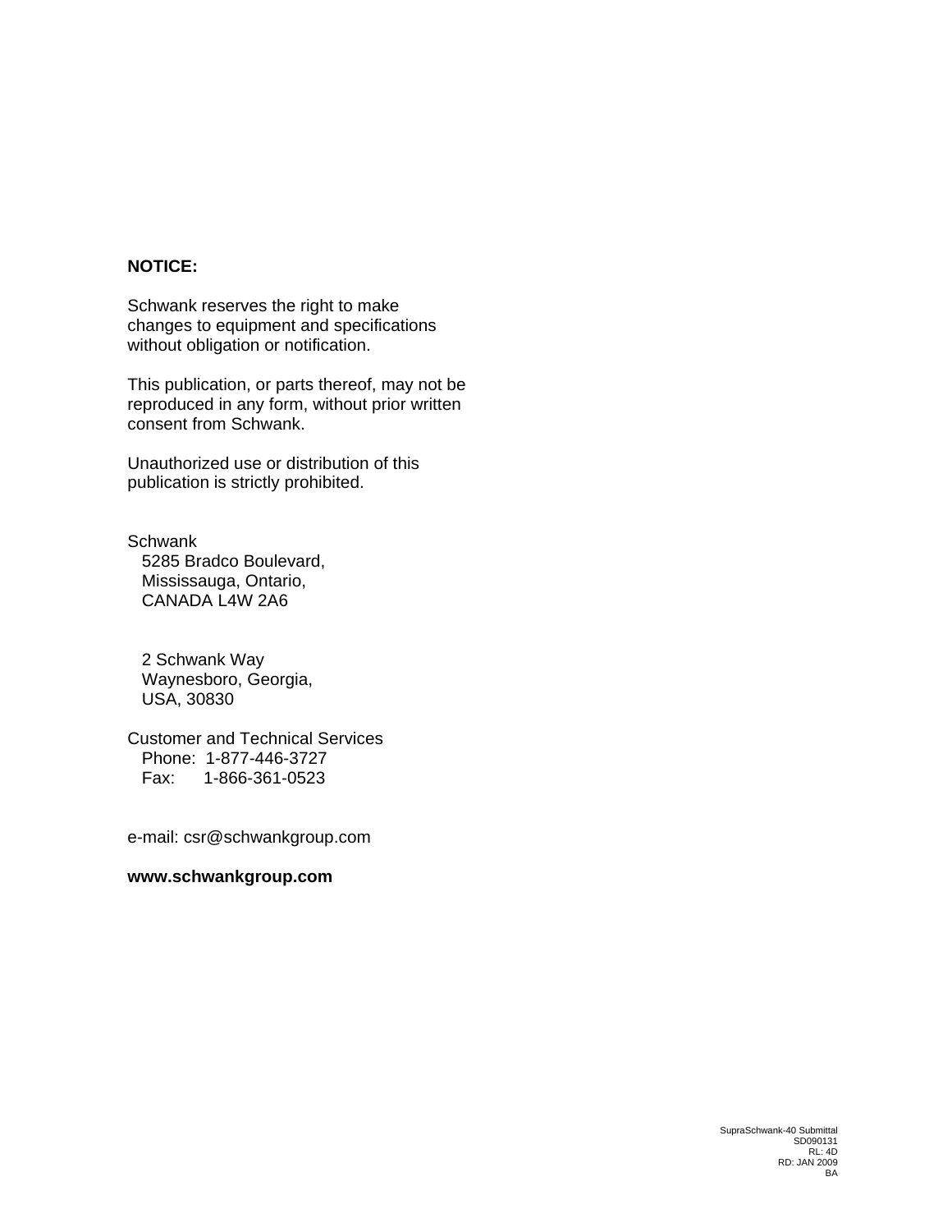**NOTICE:**

Schwank reserves the right to make changes to equipment and specifications without obligation or notification.

This publication, or parts thereof, may not be reproduced in any form, without prior written consent from Schwank.

Unauthorized use or distribution of this publication is strictly prohibited.

Schwank
5285 Bradco Boulevard,
Mississauga, Ontario,
CANADA L4W 2A6

2 Schwank Way
Waynesboro, Georgia,
USA, 30830

Customer and Technical Services
Phone: 1-877-446-3727
Fax: 1-866-361-0523

e-mail: csr@schwankgroup.com

**www.schwankgroup.com**

SupraSchwank-40 Submittal
SD090131
RL: 4D
RD: JAN 2009
BA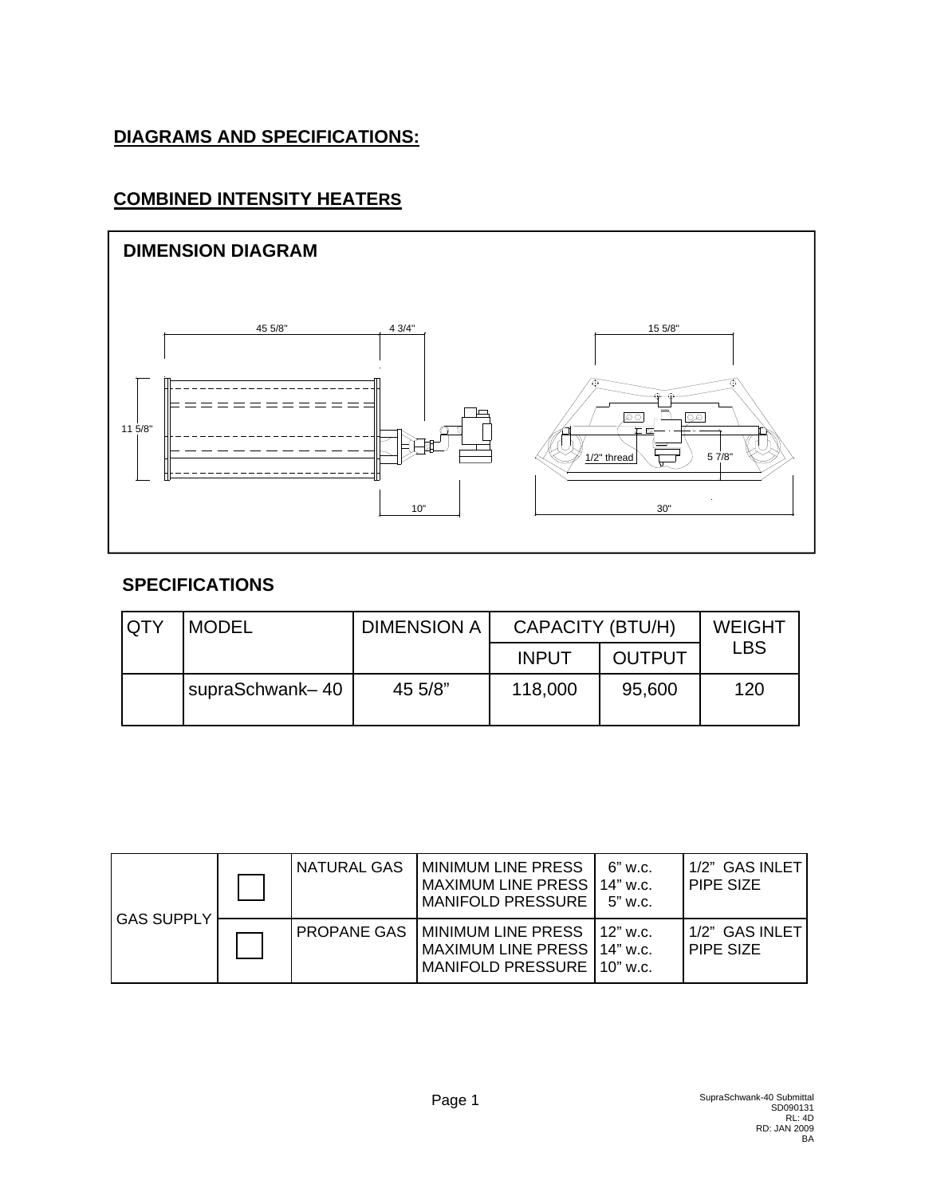## DIAGRAMS AND SPECIFICATIONS:

## COMBINED INTENSITY HEATERS

### DIMENSION DIAGRAM

45 5/8" 4 3/4" 15 5/8"

11 5/8"

1/2" thread 5 7/8"

10" 30"

### SPECIFICATIONS

| QTY | MODEL | DIMENSION A | CAPACITY (BTU/H) | | WEIGHT LBS |
|---|---|---|---|---|---|
| | | | INPUT | OUTPUT | |
| | supraSchwank– 40 | 45 5/8" | 118,000 | 95,600 | 120 |

| GAS SUPPLY | | | | | |
|---|---|---|---|---|---|
| GAS SUPPLY | ☐ | NATURAL GAS | MINIMUM LINE PRESS<br>MAXIMUM LINE PRESS<br>MANIFOLD PRESSURE | 6" w.c.<br>14" w.c.<br>5" w.c. | 1/2" GAS INLET PIPE SIZE |
| | ☐ | PROPANE GAS | MINIMUM LINE PRESS<br>MAXIMUM LINE PRESS<br>MANIFOLD PRESSURE | 12" w.c.<br>14" w.c.<br>10" w.c. | 1/2" GAS INLET PIPE SIZE |

SupraSchwank-40 Submittal
SD090131
RL: 4D
RD: JAN 2009
BA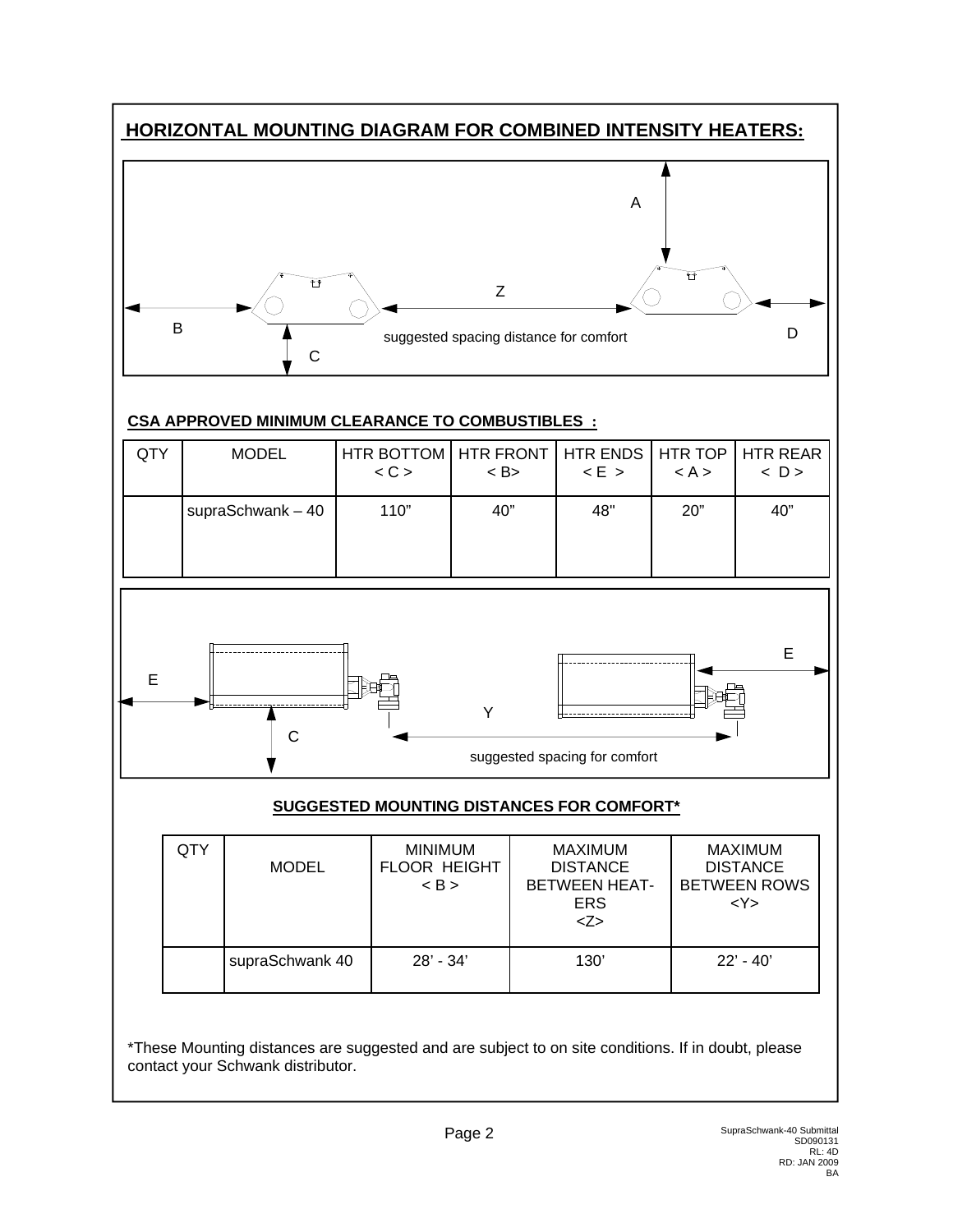## HORIZONTAL MOUNTING DIAGRAM FOR COMBINED INTENSITY HEATERS:

A

Z

B

suggested spacing distance for comfort

D

C

### CSA APPROVED MINIMUM CLEARANCE TO COMBUSTIBLES :

| QTY | MODEL | HTR BOTTOM < C > | HTR FRONT < B> | HTR ENDS < E > | HTR TOP < A > | HTR REAR < D > |
|---|---|---|---|---|---|---|
| | supraSchwank – 40 | 110” | 40” | 48" | 20” | 40” |

E

E

Y

C

suggested spacing for comfort

### SUGGESTED MOUNTING DISTANCES FOR COMFORT*

| QTY | MODEL | MINIMUM FLOOR HEIGHT < B > | MAXIMUM DISTANCE BETWEEN HEAT-ERS <Z> | MAXIMUM DISTANCE BETWEEN ROWS <Y> |
|---|---|---|---|---|
| | supraSchwank 40 | 28’ - 34’ | 130’ | 22’ - 40’ |

*These Mounting distances are suggested and are subject to on site conditions. If in doubt, please contact your Schwank distributor.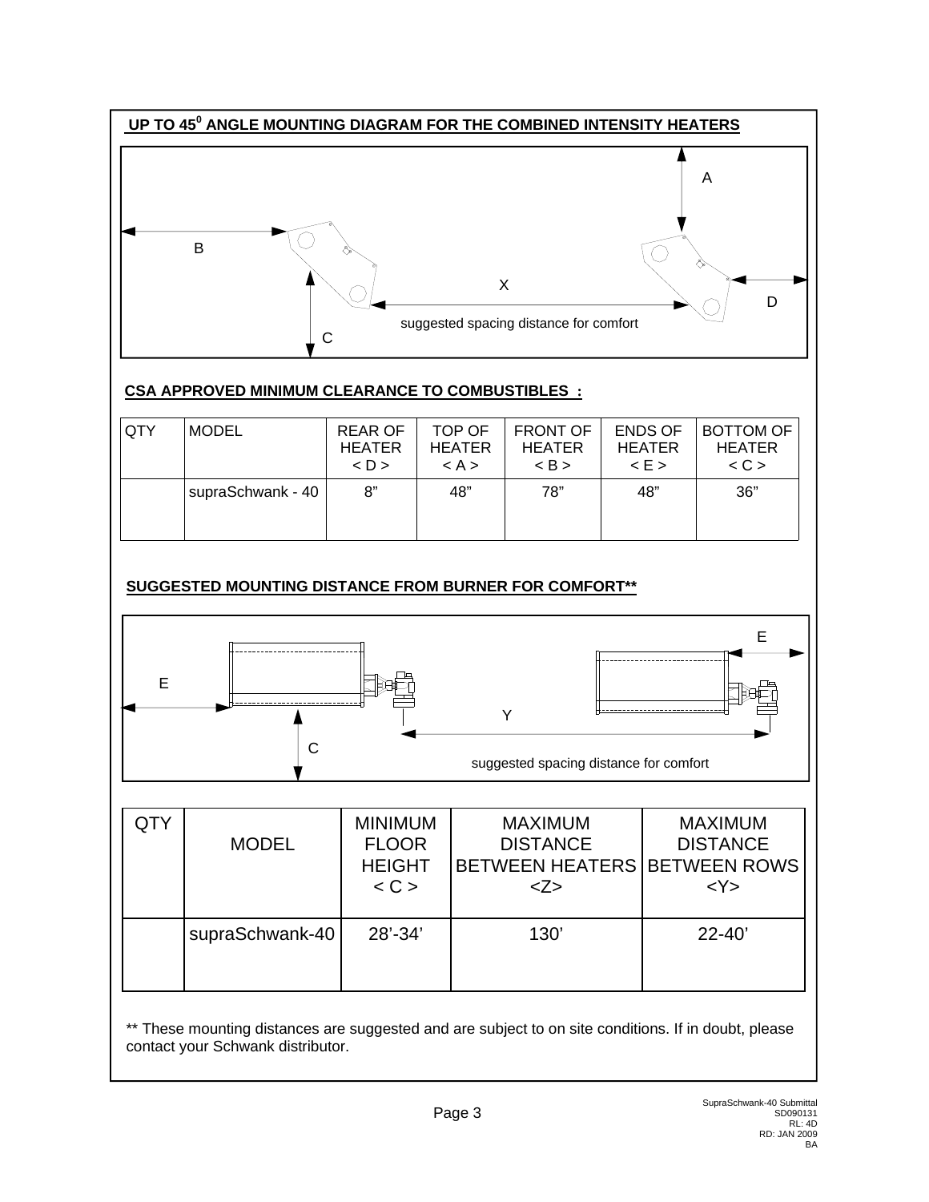## UP TO 45° ANGLE MOUNTING DIAGRAM FOR THE COMBINED INTENSITY HEATERS

A

B

X

D

suggested spacing distance for comfort

C

## CSA APPROVED MINIMUM CLEARANCE TO COMBUSTIBLES :

| QTY | MODEL | REAR OF HEATER < D > | TOP OF HEATER < A > | FRONT OF HEATER < B > | ENDS OF HEATER < E > | BOTTOM OF HEATER < C > |
|---|---|---|---|---|---|---|
| | supraSchwank - 40 | 8" | 48" | 78" | 48" | 36" |

## SUGGESTED MOUNTING DISTANCE FROM BURNER FOR COMFORT**

E

E

Y

C

suggested spacing distance for comfort

| QTY | MODEL | MINIMUM FLOOR HEIGHT < C > | MAXIMUM DISTANCE BETWEEN HEATERS <Z> | MAXIMUM DISTANCE BETWEEN ROWS <Y> |
|---|---|---|---|---|
| | supraSchwank-40 | 28'-34' | 130' | 22-40' |

** These mounting distances are suggested and are subject to on site conditions. If in doubt, please contact your Schwank distributor.

SupraSchwank-40 Submittal
SD090131
RL: 4D
RD: JAN 2009
BA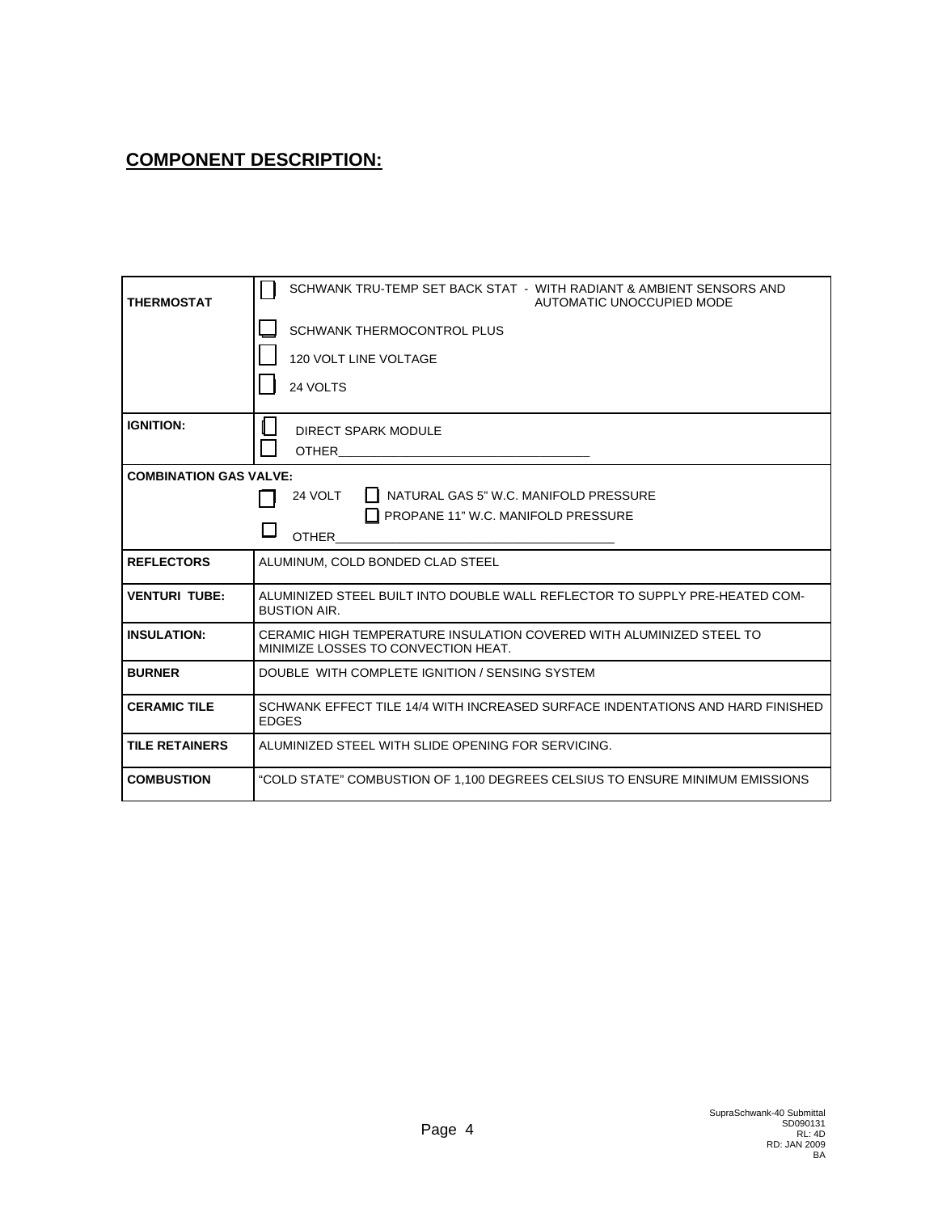## COMPONENT DESCRIPTION:

| | |
|---|---|
| **THERMOSTAT** | ☐ SCHWANK TRU-TEMP SET BACK STAT - WITH RADIANT & AMBIENT SENSORS AND AUTOMATIC UNOCCUPIED MODE<br>☐ SCHWANK THERMOCONTROL PLUS<br>☐ 120 VOLT LINE VOLTAGE<br>☐ 24 VOLTS |
| **IGNITION:** | ☐ DIRECT SPARK MODULE<br>☐ OTHER_______________________________________ |
| **COMBINATION GAS VALVE:** | ☐ 24 VOLT ☐ NATURAL GAS 5" W.C. MANIFOLD PRESSURE<br>☐ PROPANE 11" W.C. MANIFOLD PRESSURE<br>☐ OTHER_______________________________________ |
| **REFLECTORS** | ALUMINUM, COLD BONDED CLAD STEEL |
| **VENTURI TUBE:** | ALUMINIZED STEEL BUILT INTO DOUBLE WALL REFLECTOR TO SUPPLY PRE-HEATED COM-BUSTION AIR. |
| **INSULATION:** | CERAMIC HIGH TEMPERATURE INSULATION COVERED WITH ALUMINIZED STEEL TO MINIMIZE LOSSES TO CONVECTION HEAT. |
| **BURNER** | DOUBLE WITH COMPLETE IGNITION / SENSING SYSTEM |
| **CERAMIC TILE** | SCHWANK EFFECT TILE 14/4 WITH INCREASED SURFACE INDENTATIONS AND HARD FINISHED EDGES |
| **TILE RETAINERS** | ALUMINIZED STEEL WITH SLIDE OPENING FOR SERVICING. |
| **COMBUSTION** | "COLD STATE" COMBUSTION OF 1,100 DEGREES CELSIUS TO ENSURE MINIMUM EMISSIONS |